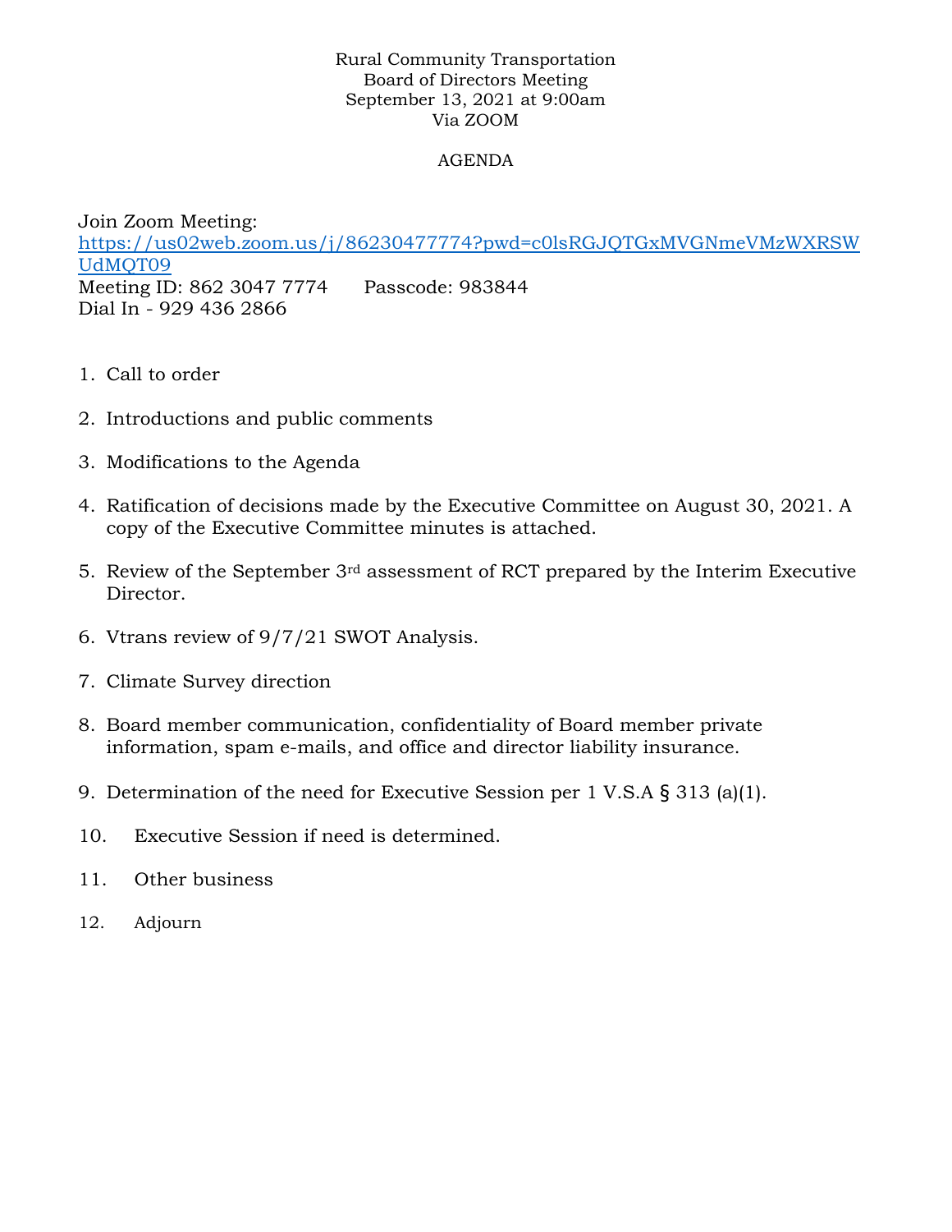Rural Community Transportation
Board of Directors Meeting
September 13, 2021 at 9:00am
Via ZOOM

AGENDA

Join Zoom Meeting:
https://us02web.zoom.us/j/86230477774?pwd=c0lsRGJQTGxMVGNmeVMzWXRSWUdMQT09
Meeting ID: 862 3047 7774 Passcode: 983844
Dial In - 929 436 2866

1. Call to order
2. Introductions and public comments
3. Modifications to the Agenda
4. Ratification of decisions made by the Executive Committee on August 30, 2021. A copy of the Executive Committee minutes is attached.
5. Review of the September 3rd assessment of RCT prepared by the Interim Executive Director.
6. Vtrans review of 9/7/21 SWOT Analysis.
7. Climate Survey direction
8. Board member communication, confidentiality of Board member private information, spam e-mails, and office and director liability insurance.
9. Determination of the need for Executive Session per 1 V.S.A § 313 (a)(1).
10. Executive Session if need is determined.
11. Other business
12. Adjourn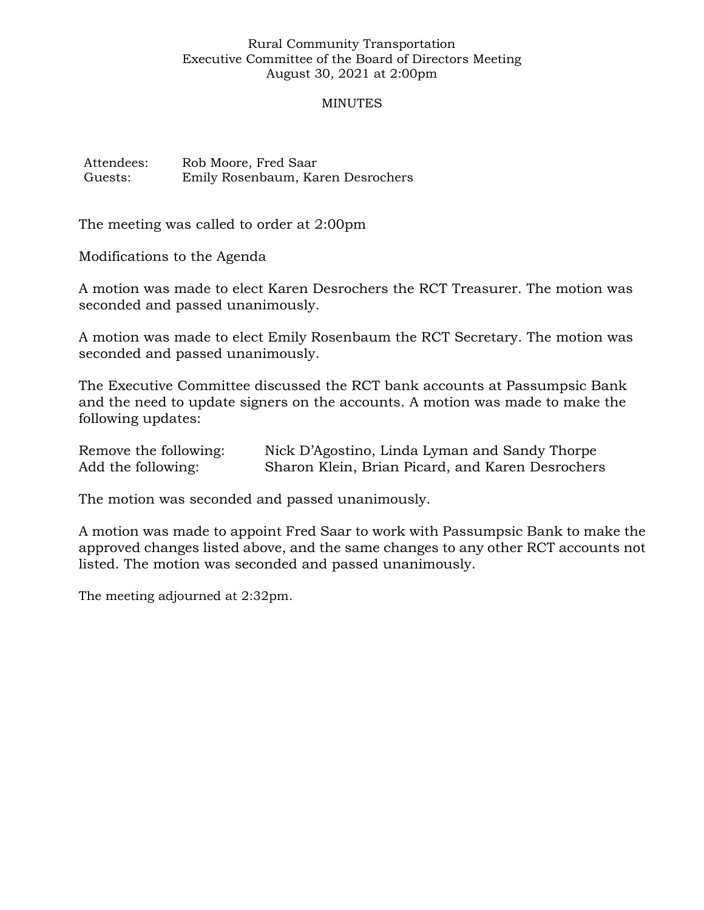Rural Community Transportation
Executive Committee of the Board of Directors Meeting
August 30, 2021 at 2:00pm

MINUTES

Attendees: Rob Moore, Fred Saar
Guests: Emily Rosenbaum, Karen Desrochers

The meeting was called to order at 2:00pm

Modifications to the Agenda

A motion was made to elect Karen Desrochers the RCT Treasurer. The motion was seconded and passed unanimously.

A motion was made to elect Emily Rosenbaum the RCT Secretary. The motion was seconded and passed unanimously.

The Executive Committee discussed the RCT bank accounts at Passumpsic Bank and the need to update signers on the accounts. A motion was made to make the following updates:

Remove the following: Nick D'Agostino, Linda Lyman and Sandy Thorpe
Add the following: Sharon Klein, Brian Picard, and Karen Desrochers

The motion was seconded and passed unanimously.

A motion was made to appoint Fred Saar to work with Passumpsic Bank to make the approved changes listed above, and the same changes to any other RCT accounts not listed. The motion was seconded and passed unanimously.

The meeting adjourned at 2:32pm.